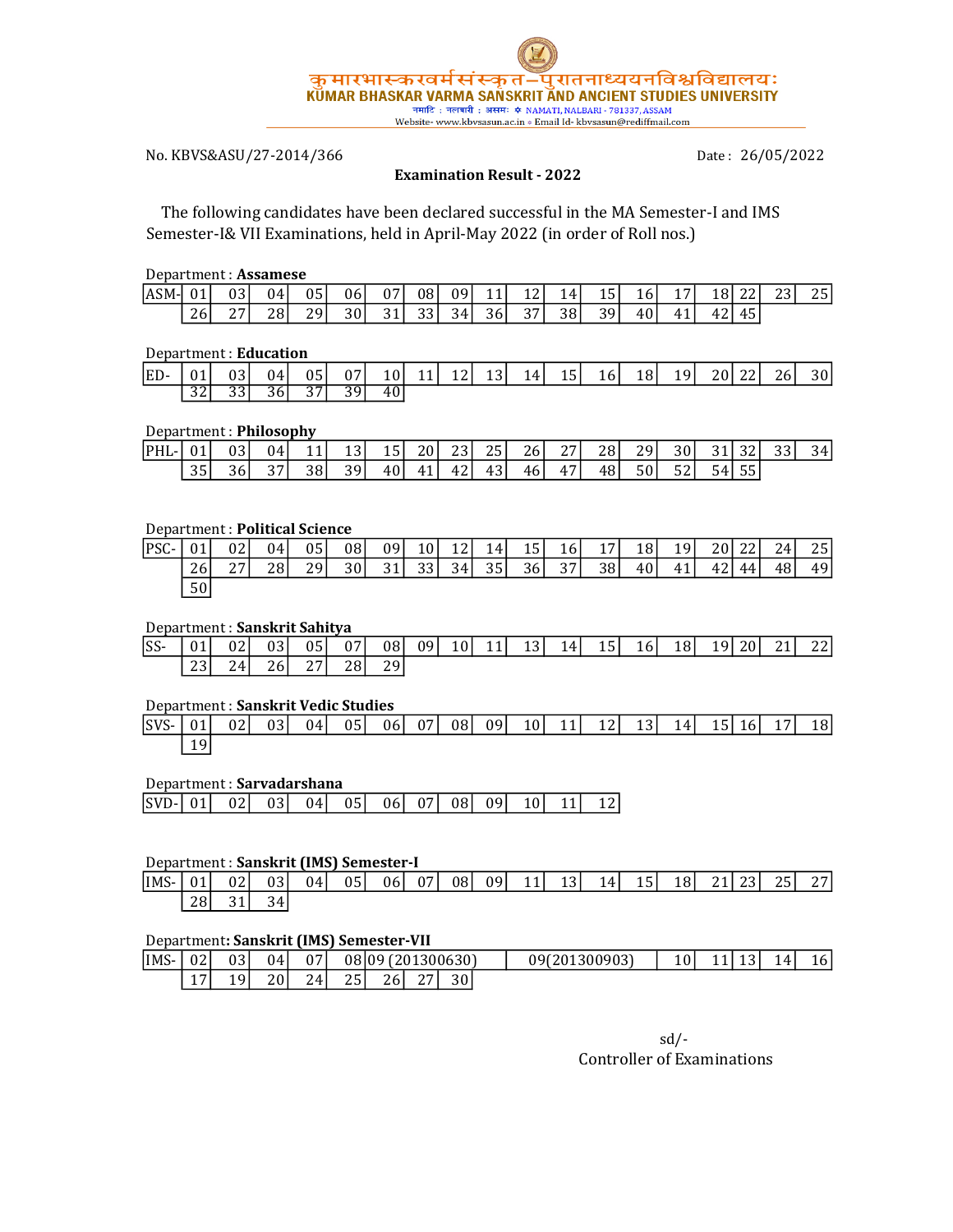कुमारभास्करवर्मसंस्कृत–पुरातनाध्ययनविश्वविद्यालयः

**KUMAR BHASKAR VARMA SANSKRIT AND ANCIENT STUDIES UNIVERSITY**

नमाटि : नलबारी : असमः ❖ NAMATI, NALBARI - 781337, ASSAM

Website- www.kbvsasun.ac.in ∘ Email Id- kbvsasun@rediffmail.com

No. KBVS&ASU/27-2014/366 Date : 26/05/2022

**Examination Result - 2022**

The following candidates have been declared successful in the MA Semester-I and IMS Semester-I& VII Examinations, held in April-May 2022 (in order of Roll nos.)

Department : **Assamese**

| ASM- | 01 | 03 | 04 | 05 | 06 | 07 | 08 | 09 | 11 | 12 | 14 | 15 | 16 | 17 | 18 | 22 | 23 | 25 |
|---|---|---|---|---|---|---|---|---|---|---|---|---|---|---|---|---|---|---|
| | 26 | 27 | 28 | 29 | 30 | 31 | 33 | 34 | 36 | 37 | 38 | 39 | 40 | 41 | 42 | 45 | | |

Department : **Education**

| ED- | 01 | 03 | 04 | 05 | 07 | 10 | 11 | 12 | 13 | 14 | 15 | 16 | 18 | 19 | 20 | 22 | 26 | 30 |
|---|---|---|---|---|---|---|---|---|---|---|---|---|---|---|---|---|---|---|
| | 32 | 33 | 36 | 37 | 39 | 40 | | | | | | | | | | | | |

Department : **Philosophy**

| PHL- | 01 | 03 | 04 | 11 | 13 | 15 | 20 | 23 | 25 | 26 | 27 | 28 | 29 | 30 | 31 | 32 | 33 | 34 |
|---|---|---|---|---|---|---|---|---|---|---|---|---|---|---|---|---|---|---|
| | 35 | 36 | 37 | 38 | 39 | 40 | 41 | 42 | 43 | 46 | 47 | 48 | 50 | 52 | 54 | 55 | | |

Department : **Political Science**

| PSC- | 01 | 02 | 04 | 05 | 08 | 09 | 10 | 12 | 14 | 15 | 16 | 17 | 18 | 19 | 20 | 22 | 24 | 25 |
|---|---|---|---|---|---|---|---|---|---|---|---|---|---|---|---|---|---|---|
| | 26 | 27 | 28 | 29 | 30 | 31 | 33 | 34 | 35 | 36 | 37 | 38 | 40 | 41 | 42 | 44 | 48 | 49 |
| | 50 | | | | | | | | | | | | | | | | | |

Department : **Sanskrit Sahitya**

| SS- | 01 | 02 | 03 | 05 | 07 | 08 | 09 | 10 | 11 | 13 | 14 | 15 | 16 | 18 | 19 | 20 | 21 | 22 |
|---|---|---|---|---|---|---|---|---|---|---|---|---|---|---|---|---|---|---|
| | 23 | 24 | 26 | 27 | 28 | 29 | | | | | | | | | | | | |

Department : **Sanskrit Vedic Studies**

| SVS- | 01 | 02 | 03 | 04 | 05 | 06 | 07 | 08 | 09 | 10 | 11 | 12 | 13 | 14 | 15 | 16 | 17 | 18 |
|---|---|---|---|---|---|---|---|---|---|---|---|---|---|---|---|---|---|---|
| | 19 | | | | | | | | | | | | | | | | | |

Department : **Sarvadarshana**

| SVD- | 01 | 02 | 03 | 04 | 05 | 06 | 07 | 08 | 09 | 10 | 11 | 12 |
|---|---|---|---|---|---|---|---|---|---|---|---|---|

Department : **Sanskrit (IMS) Semester-I**

| IMS- | 01 | 02 | 03 | 04 | 05 | 06 | 07 | 08 | 09 | 11 | 13 | 14 | 15 | 18 | 21 | 23 | 25 | 27 |
|---|---|---|---|---|---|---|---|---|---|---|---|---|---|---|---|---|---|---|
| | 28 | 31 | 34 | | | | | | | | | | | | | | | |

Department**: Sanskrit (IMS) Semester-VII**

| IMS- | 02 | 03 | 04 | 07 | 08 | 09 (201300630) | 09(201300903) | 10 | 11 | 13 | 14 | 16 |
|---|---|---|---|---|---|---|---|---|---|---|---|---|
| | 17 | 19 | 20 | 24 | 25 | 26 | 27 | 30 | | | | |

sd/-
Controller of Examinations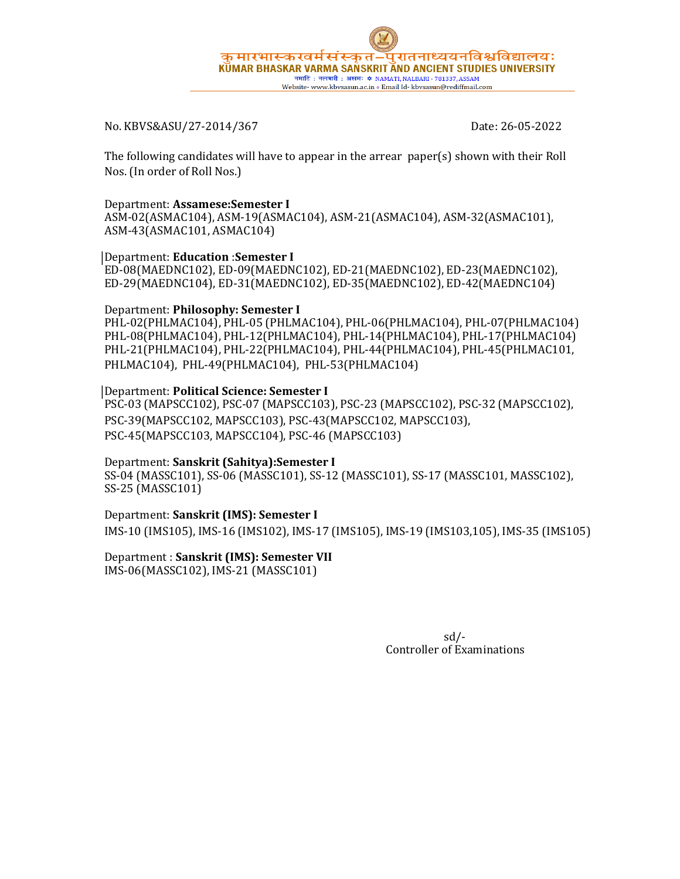कुमारभास्करवर्मसंस्कृत–पुरातनाध्ययनविश्वविद्यालयः

KUMAR BHASKAR VARMA SANSKRIT AND ANCIENT STUDIES UNIVERSITY

नमाटि : नलबारी : असमः ✲ NAMATI, NALBARI - 781337, ASSAM

Website- www.kbvsasun.ac.in ◦ Email Id- kbvsasun@rediffmail.com

No. KBVS&ASU/27-2014/367 Date: 26-05-2022

The following candidates will have to appear in the arrear paper(s) shown with their Roll Nos. (In order of Roll Nos.)

Department: **Assamese:Semester I**
ASM-02(ASMAC104), ASM-19(ASMAC104), ASM-21(ASMAC104), ASM-32(ASMAC101), ASM-43(ASMAC101, ASMAC104)

Department: **Education** :**Semester I**
ED-08(MAEDNC102), ED-09(MAEDNC102), ED-21(MAEDNC102), ED-23(MAEDNC102), ED-29(MAEDNC104), ED-31(MAEDNC102), ED-35(MAEDNC102), ED-42(MAEDNC104)

Department: **Philosophy: Semester I**
PHL-02(PHLMAC104), PHL-05 (PHLMAC104), PHL-06(PHLMAC104), PHL-07(PHLMAC104) PHL-08(PHLMAC104), PHL-12(PHLMAC104), PHL-14(PHLMAC104), PHL-17(PHLMAC104) PHL-21(PHLMAC104), PHL-22(PHLMAC104), PHL-44(PHLMAC104), PHL-45(PHLMAC101, PHLMAC104), PHL-49(PHLMAC104), PHL-53(PHLMAC104)

Department: **Political Science: Semester I**
PSC-03 (MAPSCC102), PSC-07 (MAPSCC103), PSC-23 (MAPSCC102), PSC-32 (MAPSCC102), PSC-39(MAPSCC102, MAPSCC103), PSC-43(MAPSCC102, MAPSCC103), PSC-45(MAPSCC103, MAPSCC104), PSC-46 (MAPSCC103)

Department: **Sanskrit (Sahitya):Semester I**
SS-04 (MASSC101), SS-06 (MASSC101), SS-12 (MASSC101), SS-17 (MASSC101, MASSC102), SS-25 (MASSC101)

Department: **Sanskrit (IMS): Semester I**
IMS-10 (IMS105), IMS-16 (IMS102), IMS-17 (IMS105), IMS-19 (IMS103,105), IMS-35 (IMS105)

Department : **Sanskrit (IMS): Semester VII**
IMS-06(MASSC102), IMS-21 (MASSC101)

sd/-
Controller of Examinations